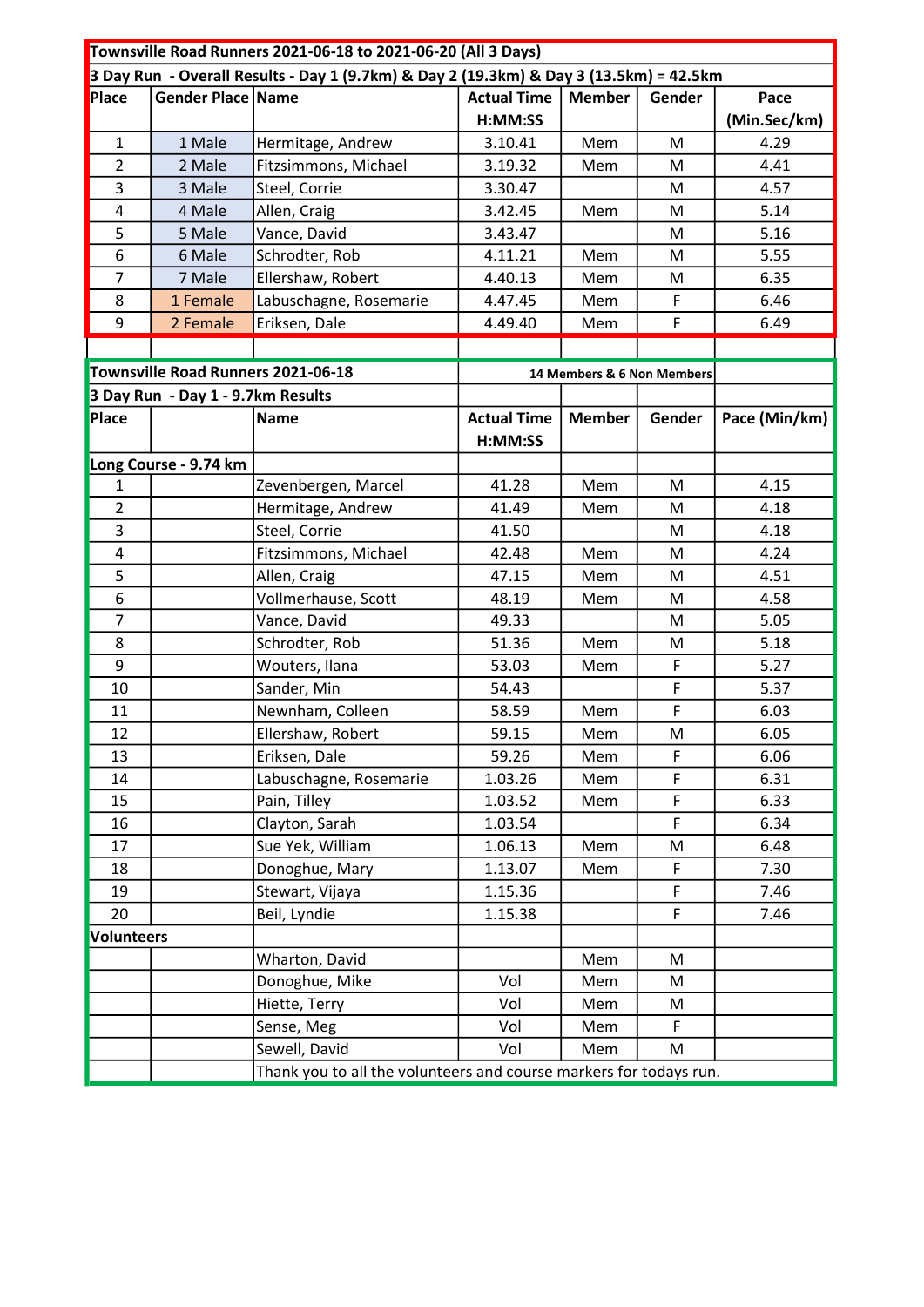## Townsville Road Runners 2021-06-18 to 2021-06-20 (All 3 Days)

### 3 Day Run - Overall Results - Day 1 (9.7km) & Day 2 (19.3km) & Day 3 (13.5km) = 42.5km

| Place | Gender Place | Name | Actual Time H:MM:SS | Member | Gender | Pace (Min.Sec/km) |
|---|---|---|---|---|---|---|
| 1 | 1 Male | Hermitage, Andrew | 3.10.41 | Mem | M | 4.29 |
| 2 | 2 Male | Fitzsimmons, Michael | 3.19.32 | Mem | M | 4.41 |
| 3 | 3 Male | Steel, Corrie | 3.30.47 | | M | 4.57 |
| 4 | 4 Male | Allen, Craig | 3.42.45 | Mem | M | 5.14 |
| 5 | 5 Male | Vance, David | 3.43.47 | | M | 5.16 |
| 6 | 6 Male | Schrodter, Rob | 4.11.21 | Mem | M | 5.55 |
| 7 | 7 Male | Ellershaw, Robert | 4.40.13 | Mem | M | 6.35 |
| 8 | 1 Female | Labuschagne, Rosemarie | 4.47.45 | Mem | F | 6.46 |
| 9 | 2 Female | Eriksen, Dale | 4.49.40 | Mem | F | 6.49 |

## Townsville Road Runners 2021-06-18

14 Members & 6 Non Members

### 3 Day Run - Day 1 - 9.7km Results

| Place | | Name | Actual Time H:MM:SS | Member | Gender | Pace (Min/km) |
|---|---|---|---|---|---|---|
| **Long Course - 9.74 km** | | | | | | |
| 1 | | Zevenbergen, Marcel | 41.28 | Mem | M | 4.15 |
| 2 | | Hermitage, Andrew | 41.49 | Mem | M | 4.18 |
| 3 | | Steel, Corrie | 41.50 | | M | 4.18 |
| 4 | | Fitzsimmons, Michael | 42.48 | Mem | M | 4.24 |
| 5 | | Allen, Craig | 47.15 | Mem | M | 4.51 |
| 6 | | Vollmerhause, Scott | 48.19 | Mem | M | 4.58 |
| 7 | | Vance, David | 49.33 | | M | 5.05 |
| 8 | | Schrodter, Rob | 51.36 | Mem | M | 5.18 |
| 9 | | Wouters, Ilana | 53.03 | Mem | F | 5.27 |
| 10 | | Sander, Min | 54.43 | | F | 5.37 |
| 11 | | Newnham, Colleen | 58.59 | Mem | F | 6.03 |
| 12 | | Ellershaw, Robert | 59.15 | Mem | M | 6.05 |
| 13 | | Eriksen, Dale | 59.26 | Mem | F | 6.06 |
| 14 | | Labuschagne, Rosemarie | 1.03.26 | Mem | F | 6.31 |
| 15 | | Pain, Tilley | 1.03.52 | Mem | F | 6.33 |
| 16 | | Clayton, Sarah | 1.03.54 | | F | 6.34 |
| 17 | | Sue Yek, William | 1.06.13 | Mem | M | 6.48 |
| 18 | | Donoghue, Mary | 1.13.07 | Mem | F | 7.30 |
| 19 | | Stewart, Vijaya | 1.15.36 | | F | 7.46 |
| 20 | | Beil, Lyndie | 1.15.38 | | F | 7.46 |
| **Volunteers** | | | | | | |
| | | Wharton, David | | Mem | M | |
| | | Donoghue, Mike | Vol | Mem | M | |
| | | Hiette, Terry | Vol | Mem | M | |
| | | Sense, Meg | Vol | Mem | F | |
| | | Sewell, David | Vol | Mem | M | |
| | | Thank you to all the volunteers and course markers for todays run. | | | | |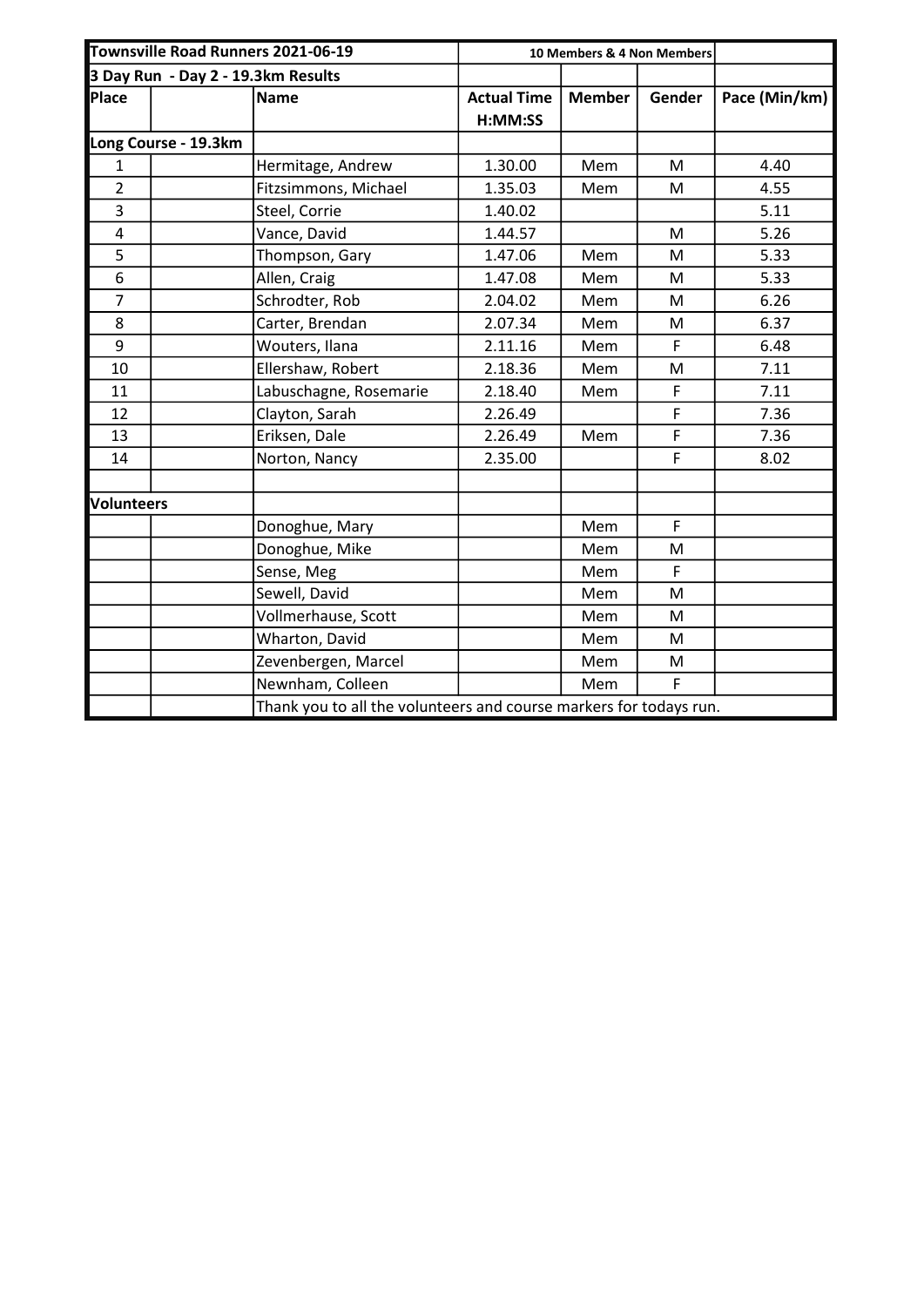| Townsville Road Runners 2021-06-19 | | | 10 Members & 4 Non Members | | | |
|---|---|---|---|---|---|---|
| 3 Day Run - Day 2 - 19.3km Results | | | | | | |
| Place | | Name | Actual Time H:MM:SS | Member | Gender | Pace (Min/km) |
| Long Course - 19.3km | | | | | | |
| 1 | | Hermitage, Andrew | 1.30.00 | Mem | M | 4.40 |
| 2 | | Fitzsimmons, Michael | 1.35.03 | Mem | M | 4.55 |
| 3 | | Steel, Corrie | 1.40.02 | | | 5.11 |
| 4 | | Vance, David | 1.44.57 | | M | 5.26 |
| 5 | | Thompson, Gary | 1.47.06 | Mem | M | 5.33 |
| 6 | | Allen, Craig | 1.47.08 | Mem | M | 5.33 |
| 7 | | Schrodter, Rob | 2.04.02 | Mem | M | 6.26 |
| 8 | | Carter, Brendan | 2.07.34 | Mem | M | 6.37 |
| 9 | | Wouters, Ilana | 2.11.16 | Mem | F | 6.48 |
| 10 | | Ellershaw, Robert | 2.18.36 | Mem | M | 7.11 |
| 11 | | Labuschagne, Rosemarie | 2.18.40 | Mem | F | 7.11 |
| 12 | | Clayton, Sarah | 2.26.49 | | F | 7.36 |
| 13 | | Eriksen, Dale | 2.26.49 | Mem | F | 7.36 |
| 14 | | Norton, Nancy | 2.35.00 | | F | 8.02 |
| | | | | | | |
| Volunteers | | | | | | |
| | | Donoghue, Mary | | Mem | F | |
| | | Donoghue, Mike | | Mem | M | |
| | | Sense, Meg | | Mem | F | |
| | | Sewell, David | | Mem | M | |
| | | Vollmerhause, Scott | | Mem | M | |
| | | Wharton, David | | Mem | M | |
| | | Zevenbergen, Marcel | | Mem | M | |
| | | Newnham, Colleen | | Mem | F | |
| | | Thank you to all the volunteers and course markers for todays run. | | | | |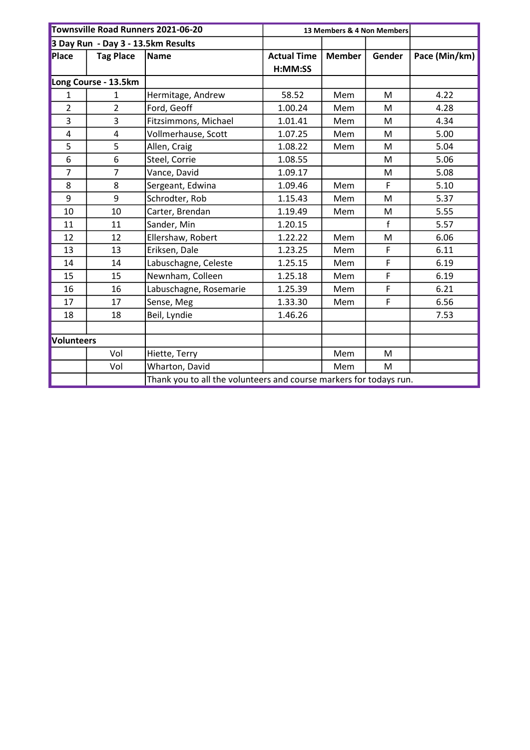| Townsville Road Runners 2021-06-20 | | | 13 Members & 4 Non Members | | | |
|---|---|---|---|---|---|---|
| 3 Day Run - Day 3 - 13.5km Results | | | | | | |
| Place | Tag Place | Name | Actual Time H:MM:SS | Member | Gender | Pace (Min/km) |
| Long Course - 13.5km | | | | | | |
| 1 | 1 | Hermitage, Andrew | 58.52 | Mem | M | 4.22 |
| 2 | 2 | Ford, Geoff | 1.00.24 | Mem | M | 4.28 |
| 3 | 3 | Fitzsimmons, Michael | 1.01.41 | Mem | M | 4.34 |
| 4 | 4 | Vollmerhause, Scott | 1.07.25 | Mem | M | 5.00 |
| 5 | 5 | Allen, Craig | 1.08.22 | Mem | M | 5.04 |
| 6 | 6 | Steel, Corrie | 1.08.55 | | M | 5.06 |
| 7 | 7 | Vance, David | 1.09.17 | | M | 5.08 |
| 8 | 8 | Sergeant, Edwina | 1.09.46 | Mem | F | 5.10 |
| 9 | 9 | Schrodter, Rob | 1.15.43 | Mem | M | 5.37 |
| 10 | 10 | Carter, Brendan | 1.19.49 | Mem | M | 5.55 |
| 11 | 11 | Sander, Min | 1.20.15 | | f | 5.57 |
| 12 | 12 | Ellershaw, Robert | 1.22.22 | Mem | M | 6.06 |
| 13 | 13 | Eriksen, Dale | 1.23.25 | Mem | F | 6.11 |
| 14 | 14 | Labuschagne, Celeste | 1.25.15 | Mem | F | 6.19 |
| 15 | 15 | Newnham, Colleen | 1.25.18 | Mem | F | 6.19 |
| 16 | 16 | Labuschagne, Rosemarie | 1.25.39 | Mem | F | 6.21 |
| 17 | 17 | Sense, Meg | 1.33.30 | Mem | F | 6.56 |
| 18 | 18 | Beil, Lyndie | 1.46.26 | | | 7.53 |
| | | | | | | |
| Volunteers | | | | | | |
| | Vol | Hiette, Terry | | Mem | M | |
| | Vol | Wharton, David | | Mem | M | |
| | | Thank you to all the volunteers and course markers for todays run. | | | | |